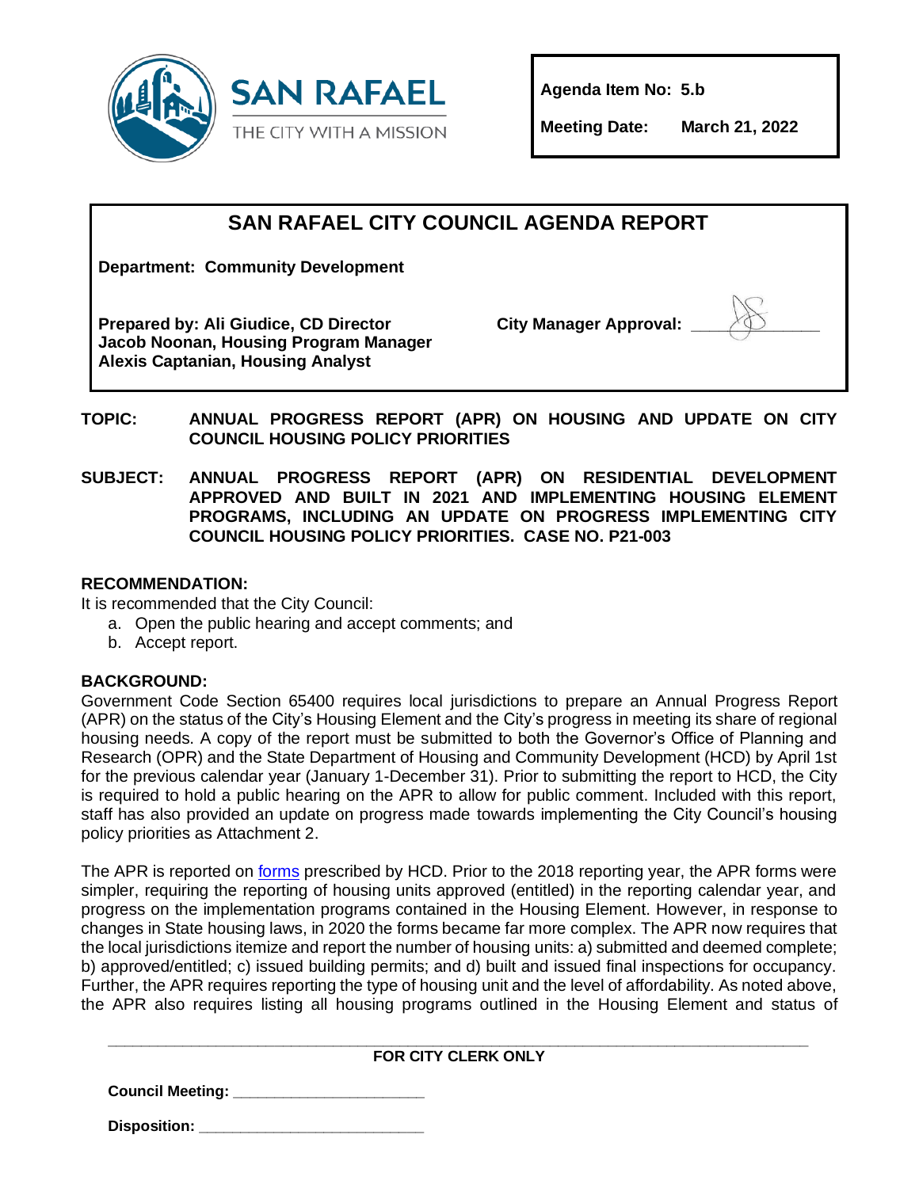SAN RAFAEL
THE CITY WITH A MISSION

**Agenda Item No: 5.b**

**Meeting Date: March 21, 2022**

# SAN RAFAEL CITY COUNCIL AGENDA REPORT

**Department: Community Development**

**Prepared by: Ali Giudice, CD Director**
**Jacob Noonan, Housing Program Manager**
**Alexis Captanian, Housing Analyst**

**City Manager Approval:** ____________

**TOPIC:** **ANNUAL PROGRESS REPORT (APR) ON HOUSING AND UPDATE ON CITY COUNCIL HOUSING POLICY PRIORITIES**

**SUBJECT:** **ANNUAL PROGRESS REPORT (APR) ON RESIDENTIAL DEVELOPMENT APPROVED AND BUILT IN 2021 AND IMPLEMENTING HOUSING ELEMENT PROGRAMS, INCLUDING AN UPDATE ON PROGRESS IMPLEMENTING CITY COUNCIL HOUSING POLICY PRIORITIES. CASE NO. P21-003**

## RECOMMENDATION:

It is recommended that the City Council:

a. Open the public hearing and accept comments; and
b. Accept report.

## BACKGROUND:

Government Code Section 65400 requires local jurisdictions to prepare an Annual Progress Report (APR) on the status of the City's Housing Element and the City's progress in meeting its share of regional housing needs. A copy of the report must be submitted to both the Governor's Office of Planning and Research (OPR) and the State Department of Housing and Community Development (HCD) by April 1st for the previous calendar year (January 1-December 31). Prior to submitting the report to HCD, the City is required to hold a public hearing on the APR to allow for public comment. Included with this report, staff has also provided an update on progress made towards implementing the City Council's housing policy priorities as Attachment 2.

The APR is reported on forms prescribed by HCD. Prior to the 2018 reporting year, the APR forms were simpler, requiring the reporting of housing units approved (entitled) in the reporting calendar year, and progress on the implementation programs contained in the Housing Element. However, in response to changes in State housing laws, in 2020 the forms became far more complex. The APR now requires that the local jurisdictions itemize and report the number of housing units: a) submitted and deemed complete; b) approved/entitled; c) issued building permits; and d) built and issued final inspections for occupancy. Further, the APR requires reporting the type of housing unit and the level of affordability. As noted above, the APR also requires listing all housing programs outlined in the Housing Element and status of

---

**FOR CITY CLERK ONLY**

**Council Meeting:** ____________________

**Disposition:** ________________________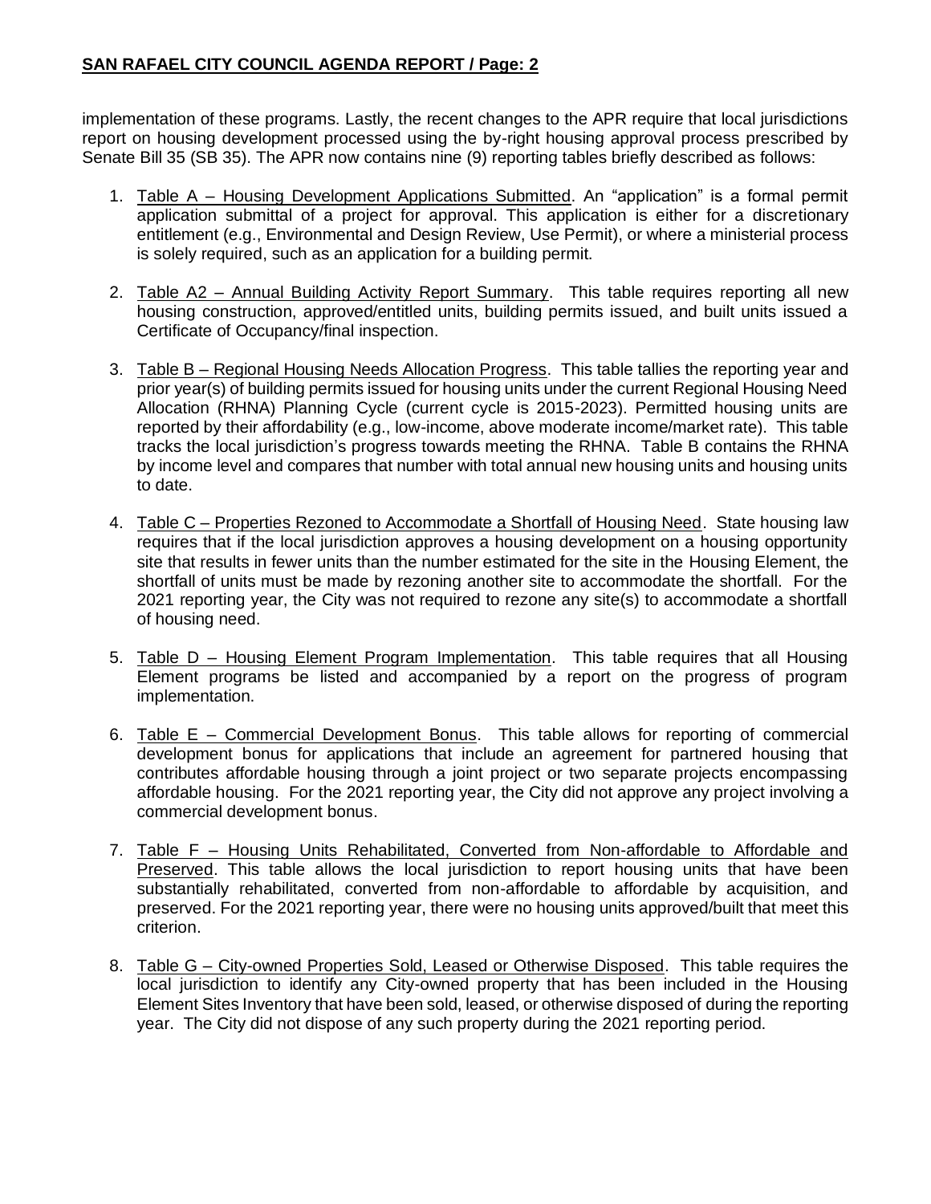implementation of these programs. Lastly, the recent changes to the APR require that local jurisdictions report on housing development processed using the by-right housing approval process prescribed by Senate Bill 35 (SB 35). The APR now contains nine (9) reporting tables briefly described as follows:

1. Table A – Housing Development Applications Submitted. An "application" is a formal permit application submittal of a project for approval. This application is either for a discretionary entitlement (e.g., Environmental and Design Review, Use Permit), or where a ministerial process is solely required, such as an application for a building permit.

2. Table A2 – Annual Building Activity Report Summary. This table requires reporting all new housing construction, approved/entitled units, building permits issued, and built units issued a Certificate of Occupancy/final inspection.

3. Table B – Regional Housing Needs Allocation Progress. This table tallies the reporting year and prior year(s) of building permits issued for housing units under the current Regional Housing Need Allocation (RHNA) Planning Cycle (current cycle is 2015-2023). Permitted housing units are reported by their affordability (e.g., low-income, above moderate income/market rate). This table tracks the local jurisdiction's progress towards meeting the RHNA. Table B contains the RHNA by income level and compares that number with total annual new housing units and housing units to date.

4. Table C – Properties Rezoned to Accommodate a Shortfall of Housing Need. State housing law requires that if the local jurisdiction approves a housing development on a housing opportunity site that results in fewer units than the number estimated for the site in the Housing Element, the shortfall of units must be made by rezoning another site to accommodate the shortfall. For the 2021 reporting year, the City was not required to rezone any site(s) to accommodate a shortfall of housing need.

5. Table D – Housing Element Program Implementation. This table requires that all Housing Element programs be listed and accompanied by a report on the progress of program implementation.

6. Table E – Commercial Development Bonus. This table allows for reporting of commercial development bonus for applications that include an agreement for partnered housing that contributes affordable housing through a joint project or two separate projects encompassing affordable housing. For the 2021 reporting year, the City did not approve any project involving a commercial development bonus.

7. Table F – Housing Units Rehabilitated, Converted from Non-affordable to Affordable and Preserved. This table allows the local jurisdiction to report housing units that have been substantially rehabilitated, converted from non-affordable to affordable by acquisition, and preserved. For the 2021 reporting year, there were no housing units approved/built that meet this criterion.

8. Table G – City-owned Properties Sold, Leased or Otherwise Disposed. This table requires the local jurisdiction to identify any City-owned property that has been included in the Housing Element Sites Inventory that have been sold, leased, or otherwise disposed of during the reporting year. The City did not dispose of any such property during the 2021 reporting period.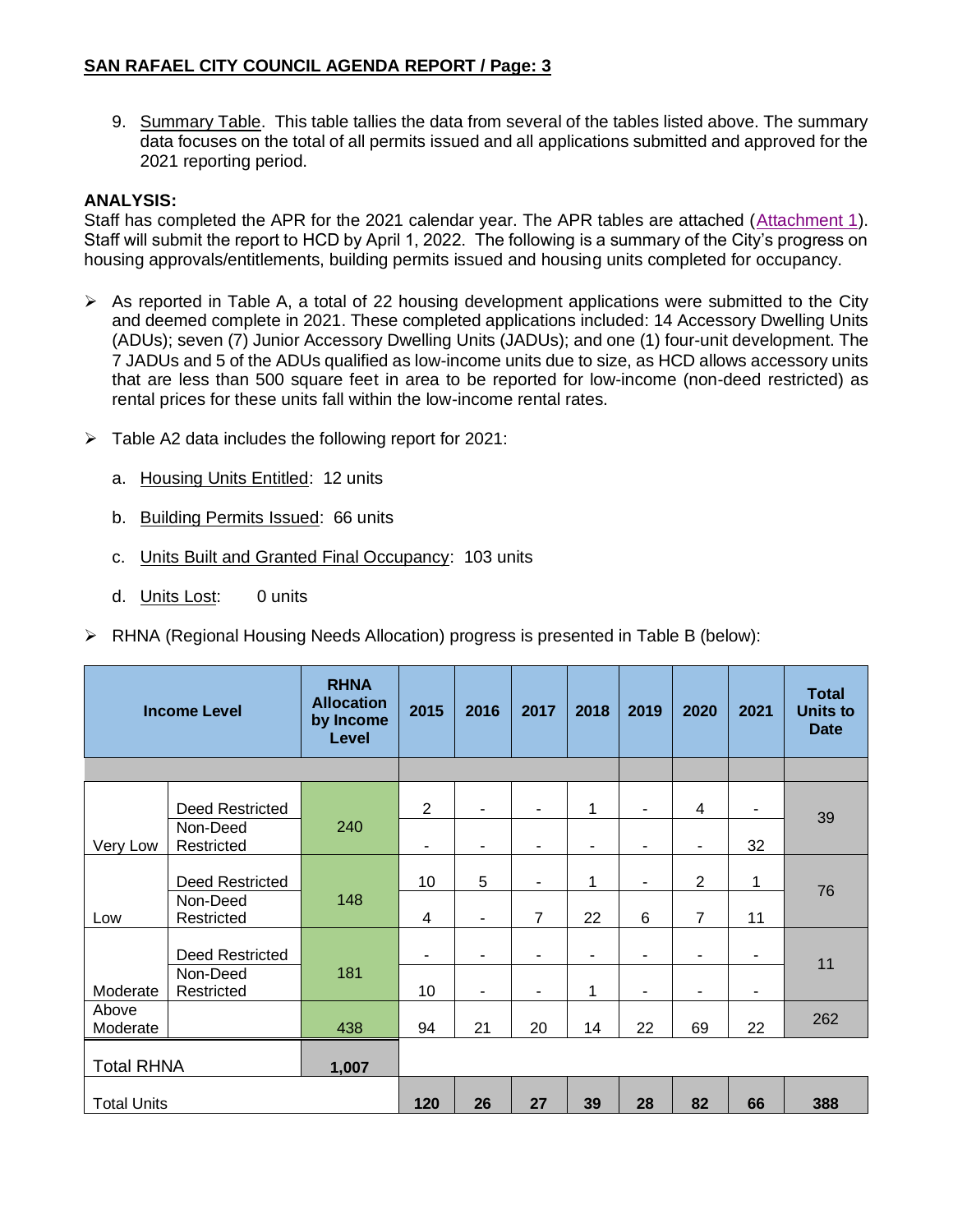9. Summary Table. This table tallies the data from several of the tables listed above. The summary data focuses on the total of all permits issued and all applications submitted and approved for the 2021 reporting period.

**ANALYSIS:**

Staff has completed the APR for the 2021 calendar year. The APR tables are attached (Attachment 1). Staff will submit the report to HCD by April 1, 2022. The following is a summary of the City's progress on housing approvals/entitlements, building permits issued and housing units completed for occupancy.

- As reported in Table A, a total of 22 housing development applications were submitted to the City and deemed complete in 2021. These completed applications included: 14 Accessory Dwelling Units (ADUs); seven (7) Junior Accessory Dwelling Units (JADUs); and one (1) four-unit development. The 7 JADUs and 5 of the ADUs qualified as low-income units due to size, as HCD allows accessory units that are less than 500 square feet in area to be reported for low-income (non-deed restricted) as rental prices for these units fall within the low-income rental rates.
- Table A2 data includes the following report for 2021:
  a. Housing Units Entitled: 12 units
  b. Building Permits Issued: 66 units
  c. Units Built and Granted Final Occupancy: 103 units
  d. Units Lost: 0 units
- RHNA (Regional Housing Needs Allocation) progress is presented in Table B (below):

| Income Level | | RHNA Allocation by Income Level | 2015 | 2016 | 2017 | 2018 | 2019 | 2020 | 2021 | Total Units to Date |
|---|---|---|---|---|---|---|---|---|---|---|
| Very Low | Deed Restricted | 240 | 2 | - | - | 1 | - | 4 | - | 39 |
| | Non-Deed Restricted | | - | - | - | - | - | - | 32 | |
| Low | Deed Restricted | 148 | 10 | 5 | - | 1 | - | 2 | 1 | 76 |
| | Non-Deed Restricted | | 4 | - | 7 | 22 | 6 | 7 | 11 | |
| Moderate | Deed Restricted | 181 | - | - | - | - | - | - | - | 11 |
| | Non-Deed Restricted | | 10 | - | - | 1 | - | - | - | |
| Above Moderate | | 438 | 94 | 21 | 20 | 14 | 22 | 69 | 22 | 262 |
| Total RHNA | | **1,007** | | | | | | | | |
| Total Units | | | **120** | **26** | **27** | **39** | **28** | **82** | **66** | **388** |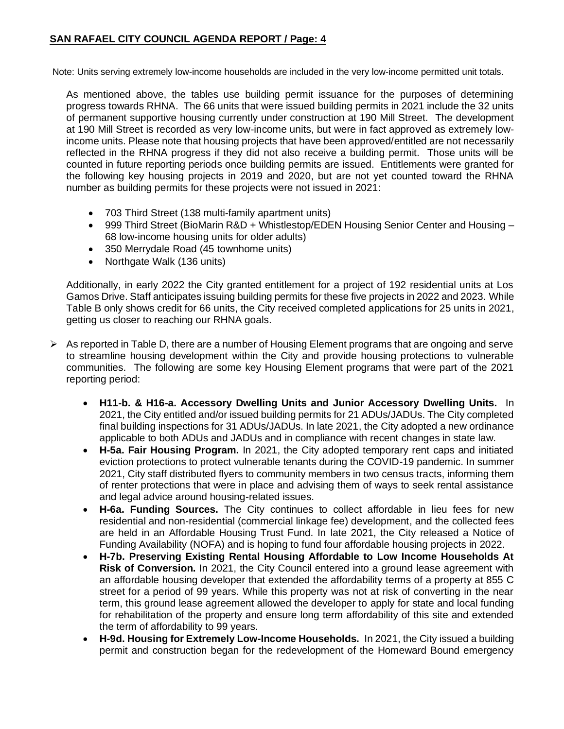Note: Units serving extremely low-income households are included in the very low-income permitted unit totals.

As mentioned above, the tables use building permit issuance for the purposes of determining progress towards RHNA. The 66 units that were issued building permits in 2021 include the 32 units of permanent supportive housing currently under construction at 190 Mill Street. The development at 190 Mill Street is recorded as very low-income units, but were in fact approved as extremely low-income units. Please note that housing projects that have been approved/entitled are not necessarily reflected in the RHNA progress if they did not also receive a building permit. Those units will be counted in future reporting periods once building permits are issued. Entitlements were granted for the following key housing projects in 2019 and 2020, but are not yet counted toward the RHNA number as building permits for these projects were not issued in 2021:

- 703 Third Street (138 multi-family apartment units)
- 999 Third Street (BioMarin R&D + Whistlestop/EDEN Housing Senior Center and Housing – 68 low-income housing units for older adults)
- 350 Merrydale Road (45 townhome units)
- Northgate Walk (136 units)

Additionally, in early 2022 the City granted entitlement for a project of 192 residential units at Los Gamos Drive. Staff anticipates issuing building permits for these five projects in 2022 and 2023. While Table B only shows credit for 66 units, the City received completed applications for 25 units in 2021, getting us closer to reaching our RHNA goals.

- As reported in Table D, there are a number of Housing Element programs that are ongoing and serve to streamline housing development within the City and provide housing protections to vulnerable communities. The following are some key Housing Element programs that were part of the 2021 reporting period:

  - **H11-b. & H16-a. Accessory Dwelling Units and Junior Accessory Dwelling Units.** In 2021, the City entitled and/or issued building permits for 21 ADUs/JADUs. The City completed final building inspections for 31 ADUs/JADUs. In late 2021, the City adopted a new ordinance applicable to both ADUs and JADUs and in compliance with recent changes in state law.
  - **H-5a. Fair Housing Program.** In 2021, the City adopted temporary rent caps and initiated eviction protections to protect vulnerable tenants during the COVID-19 pandemic. In summer 2021, City staff distributed flyers to community members in two census tracts, informing them of renter protections that were in place and advising them of ways to seek rental assistance and legal advice around housing-related issues.
  - **H-6a. Funding Sources.** The City continues to collect affordable in lieu fees for new residential and non-residential (commercial linkage fee) development, and the collected fees are held in an Affordable Housing Trust Fund. In late 2021, the City released a Notice of Funding Availability (NOFA) and is hoping to fund four affordable housing projects in 2022.
  - **H-7b. Preserving Existing Rental Housing Affordable to Low Income Households At Risk of Conversion.** In 2021, the City Council entered into a ground lease agreement with an affordable housing developer that extended the affordability terms of a property at 855 C street for a period of 99 years. While this property was not at risk of converting in the near term, this ground lease agreement allowed the developer to apply for state and local funding for rehabilitation of the property and ensure long term affordability of this site and extended the term of affordability to 99 years.
  - **H-9d. Housing for Extremely Low-Income Households.** In 2021, the City issued a building permit and construction began for the redevelopment of the Homeward Bound emergency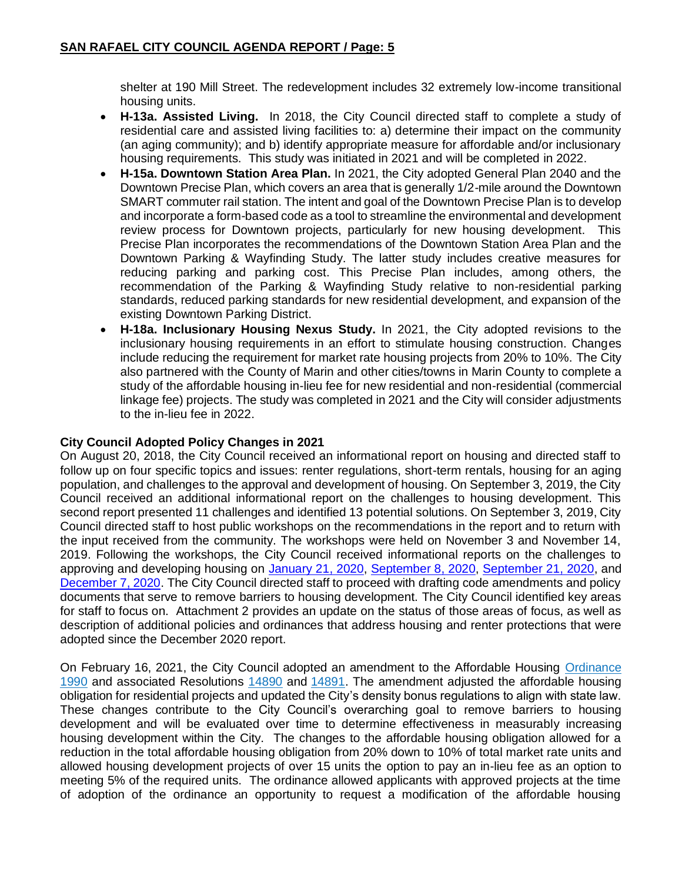shelter at 190 Mill Street. The redevelopment includes 32 extremely low-income transitional housing units.

- **H-13a. Assisted Living.** In 2018, the City Council directed staff to complete a study of residential care and assisted living facilities to: a) determine their impact on the community (an aging community); and b) identify appropriate measure for affordable and/or inclusionary housing requirements. This study was initiated in 2021 and will be completed in 2022.
- **H-15a. Downtown Station Area Plan.** In 2021, the City adopted General Plan 2040 and the Downtown Precise Plan, which covers an area that is generally 1/2-mile around the Downtown SMART commuter rail station. The intent and goal of the Downtown Precise Plan is to develop and incorporate a form-based code as a tool to streamline the environmental and development review process for Downtown projects, particularly for new housing development. This Precise Plan incorporates the recommendations of the Downtown Station Area Plan and the Downtown Parking & Wayfinding Study. The latter study includes creative measures for reducing parking and parking cost. This Precise Plan includes, among others, the recommendation of the Parking & Wayfinding Study relative to non-residential parking standards, reduced parking standards for new residential development, and expansion of the existing Downtown Parking District.
- **H-18a. Inclusionary Housing Nexus Study.** In 2021, the City adopted revisions to the inclusionary housing requirements in an effort to stimulate housing construction. Changes include reducing the requirement for market rate housing projects from 20% to 10%. The City also partnered with the County of Marin and other cities/towns in Marin County to complete a study of the affordable housing in-lieu fee for new residential and non-residential (commercial linkage fee) projects. The study was completed in 2021 and the City will consider adjustments to the in-lieu fee in 2022.

**City Council Adopted Policy Changes in 2021**

On August 20, 2018, the City Council received an informational report on housing and directed staff to follow up on four specific topics and issues: renter regulations, short-term rentals, housing for an aging population, and challenges to the approval and development of housing. On September 3, 2019, the City Council received an additional informational report on the challenges to housing development. This second report presented 11 challenges and identified 13 potential solutions. On September 3, 2019, City Council directed staff to host public workshops on the recommendations in the report and to return with the input received from the community. The workshops were held on November 3 and November 14, 2019. Following the workshops, the City Council received informational reports on the challenges to approving and developing housing on January 21, 2020, September 8, 2020, September 21, 2020, and December 7, 2020. The City Council directed staff to proceed with drafting code amendments and policy documents that serve to remove barriers to housing development. The City Council identified key areas for staff to focus on. Attachment 2 provides an update on the status of those areas of focus, as well as description of additional policies and ordinances that address housing and renter protections that were adopted since the December 2020 report.

On February 16, 2021, the City Council adopted an amendment to the Affordable Housing Ordinance 1990 and associated Resolutions 14890 and 14891. The amendment adjusted the affordable housing obligation for residential projects and updated the City's density bonus regulations to align with state law. These changes contribute to the City Council's overarching goal to remove barriers to housing development and will be evaluated over time to determine effectiveness in measurably increasing housing development within the City. The changes to the affordable housing obligation allowed for a reduction in the total affordable housing obligation from 20% down to 10% of total market rate units and allowed housing development projects of over 15 units the option to pay an in-lieu fee as an option to meeting 5% of the required units. The ordinance allowed applicants with approved projects at the time of adoption of the ordinance an opportunity to request a modification of the affordable housing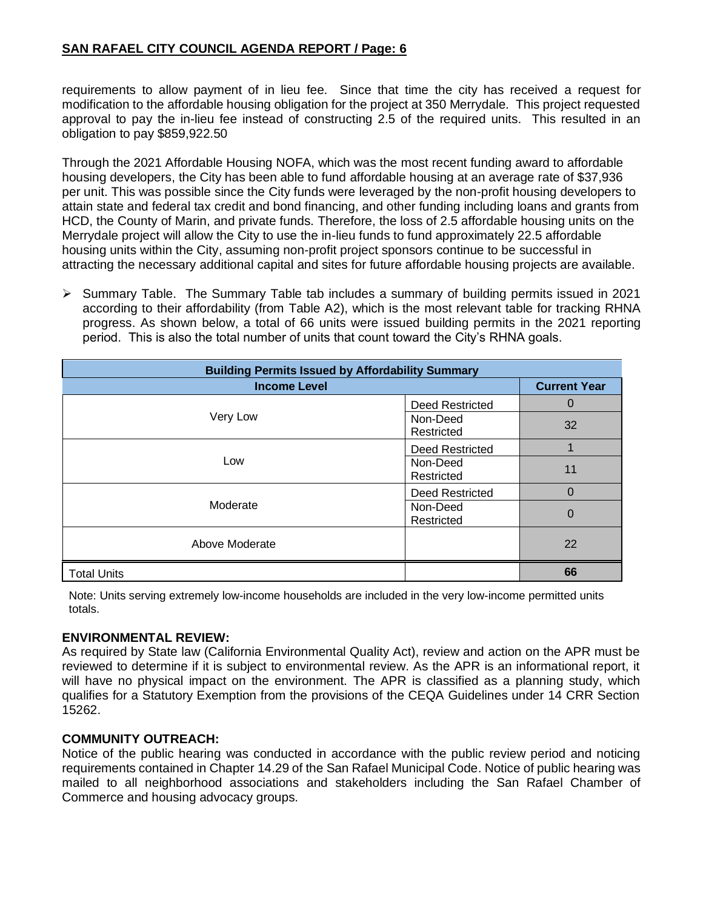requirements to allow payment of in lieu fee. Since that time the city has received a request for modification to the affordable housing obligation for the project at 350 Merrydale. This project requested approval to pay the in-lieu fee instead of constructing 2.5 of the required units. This resulted in an obligation to pay $859,922.50

Through the 2021 Affordable Housing NOFA, which was the most recent funding award to affordable housing developers, the City has been able to fund affordable housing at an average rate of $37,936 per unit. This was possible since the City funds were leveraged by the non-profit housing developers to attain state and federal tax credit and bond financing, and other funding including loans and grants from HCD, the County of Marin, and private funds. Therefore, the loss of 2.5 affordable housing units on the Merrydale project will allow the City to use the in-lieu funds to fund approximately 22.5 affordable housing units within the City, assuming non-profit project sponsors continue to be successful in attracting the necessary additional capital and sites for future affordable housing projects are available.

- Summary Table. The Summary Table tab includes a summary of building permits issued in 2021 according to their affordability (from Table A2), which is the most relevant table for tracking RHNA progress. As shown below, a total of 66 units were issued building permits in the 2021 reporting period. This is also the total number of units that count toward the City's RHNA goals.

| Building Permits Issued by Affordability Summary | | |
|---|---|---|
| **Income Level** | | **Current Year** |
| Very Low | Deed Restricted | 0 |
| | Non-Deed Restricted | 32 |
| Low | Deed Restricted | 1 |
| | Non-Deed Restricted | 11 |
| Moderate | Deed Restricted | 0 |
| | Non-Deed Restricted | 0 |
| Above Moderate | | 22 |
| Total Units | | **66** |

Note: Units serving extremely low-income households are included in the very low-income permitted units totals.

**ENVIRONMENTAL REVIEW:**
As required by State law (California Environmental Quality Act), review and action on the APR must be reviewed to determine if it is subject to environmental review. As the APR is an informational report, it will have no physical impact on the environment. The APR is classified as a planning study, which qualifies for a Statutory Exemption from the provisions of the CEQA Guidelines under 14 CRR Section 15262.

**COMMUNITY OUTREACH:**
Notice of the public hearing was conducted in accordance with the public review period and noticing requirements contained in Chapter 14.29 of the San Rafael Municipal Code. Notice of public hearing was mailed to all neighborhood associations and stakeholders including the San Rafael Chamber of Commerce and housing advocacy groups.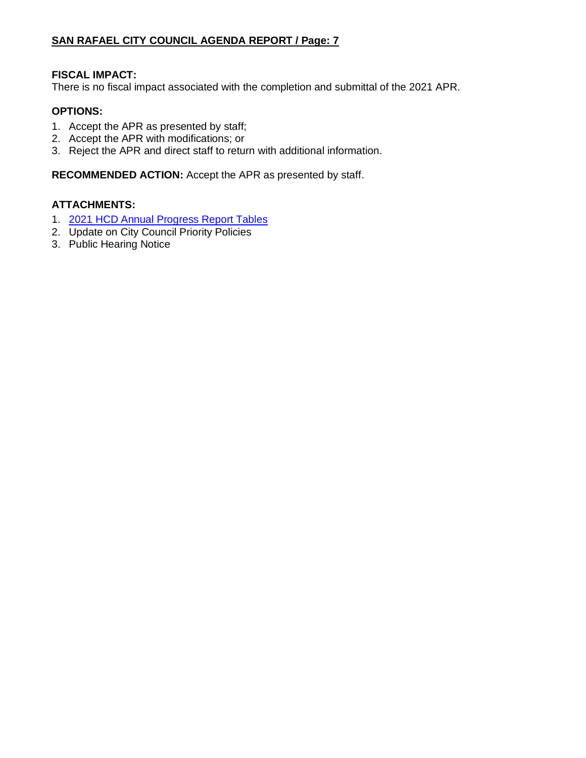**FISCAL IMPACT:**
There is no fiscal impact associated with the completion and submittal of the 2021 APR.

**OPTIONS:**

1. Accept the APR as presented by staff;
2. Accept the APR with modifications; or
3. Reject the APR and direct staff to return with additional information.

**RECOMMENDED ACTION:** Accept the APR as presented by staff.

**ATTACHMENTS:**

1. 2021 HCD Annual Progress Report Tables
2. Update on City Council Priority Policies
3. Public Hearing Notice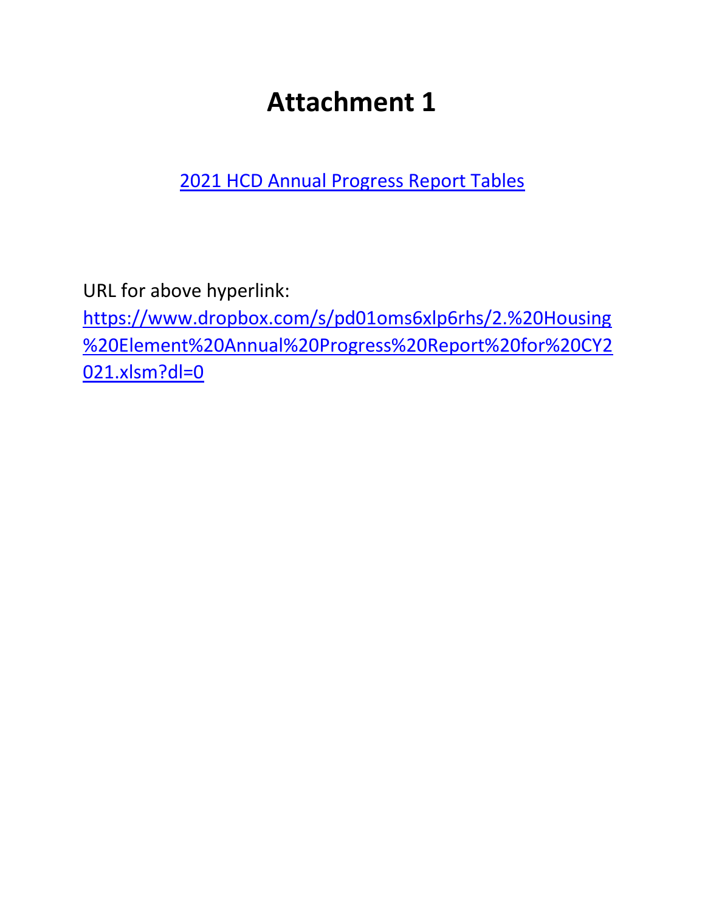# Attachment 1

[2021 HCD Annual Progress Report Tables](https://www.dropbox.com/s/pd01oms6xlp6rhs/2.%20Housing%20Element%20Annual%20Progress%20Report%20for%20CY2021.xlsm?dl=0)

URL for above hyperlink:
https://www.dropbox.com/s/pd01oms6xlp6rhs/2.%20Housing%20Element%20Annual%20Progress%20Report%20for%20CY2021.xlsm?dl=0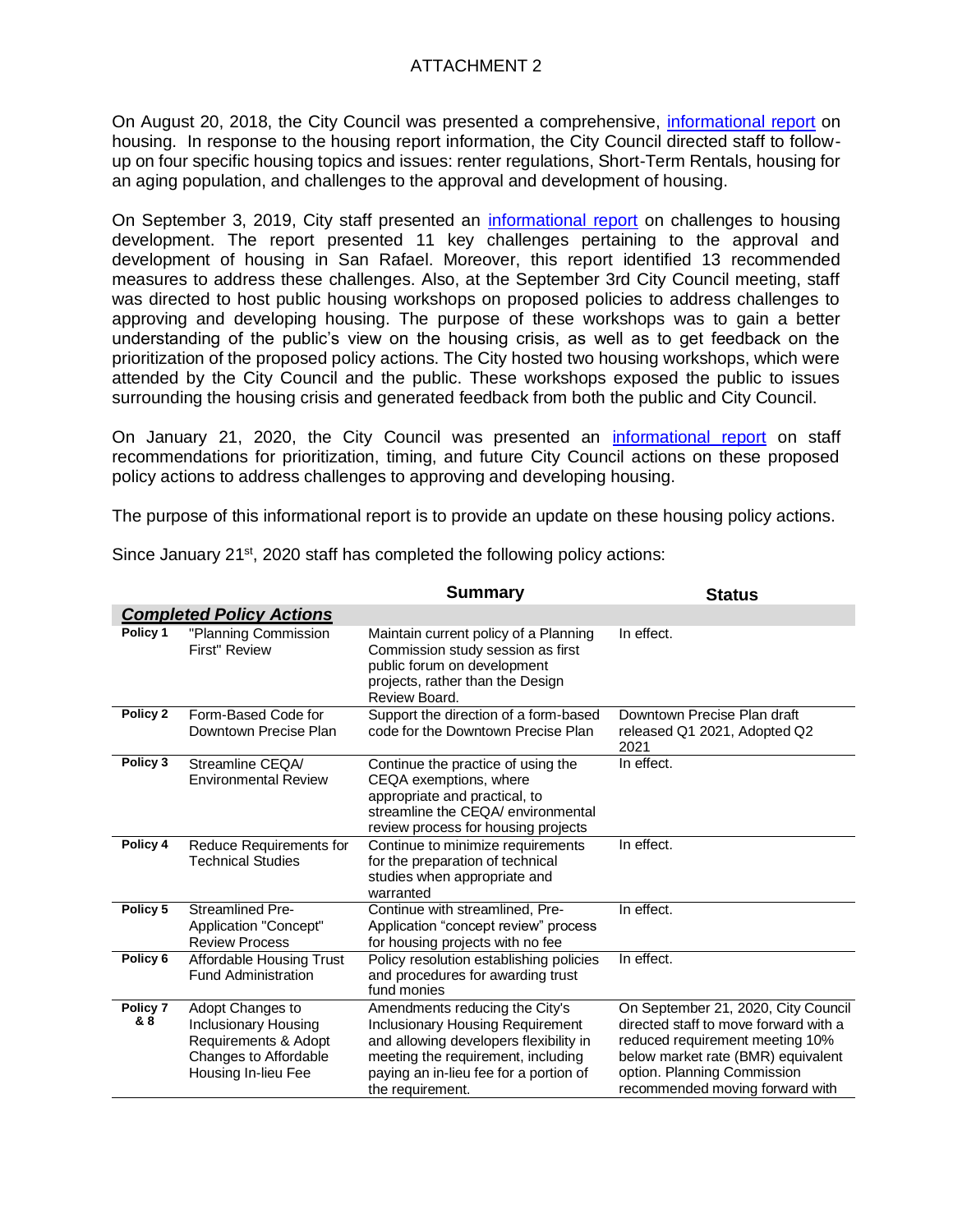ATTACHMENT 2

On August 20, 2018, the City Council was presented a comprehensive, informational report on housing. In response to the housing report information, the City Council directed staff to follow-up on four specific housing topics and issues: renter regulations, Short-Term Rentals, housing for an aging population, and challenges to the approval and development of housing.

On September 3, 2019, City staff presented an informational report on challenges to housing development. The report presented 11 key challenges pertaining to the approval and development of housing in San Rafael. Moreover, this report identified 13 recommended measures to address these challenges. Also, at the September 3rd City Council meeting, staff was directed to host public housing workshops on proposed policies to address challenges to approving and developing housing. The purpose of these workshops was to gain a better understanding of the public's view on the housing crisis, as well as to get feedback on the prioritization of the proposed policy actions. The City hosted two housing workshops, which were attended by the City Council and the public. These workshops exposed the public to issues surrounding the housing crisis and generated feedback from both the public and City Council.

On January 21, 2020, the City Council was presented an informational report on staff recommendations for prioritization, timing, and future City Council actions on these proposed policy actions to address challenges to approving and developing housing.

The purpose of this informational report is to provide an update on these housing policy actions.

Since January 21st, 2020 staff has completed the following policy actions:

| | | Summary | Status |
|---|---|---|---|
| ***Completed Policy Actions*** | | | |
| **Policy 1** | "Planning Commission First" Review | Maintain current policy of a Planning Commission study session as first public forum on development projects, rather than the Design Review Board. | In effect. |
| **Policy 2** | Form-Based Code for Downtown Precise Plan | Support the direction of a form-based code for the Downtown Precise Plan | Downtown Precise Plan draft released Q1 2021, Adopted Q2 2021 |
| **Policy 3** | Streamline CEQA/ Environmental Review | Continue the practice of using the CEQA exemptions, where appropriate and practical, to streamline the CEQA/ environmental review process for housing projects | In effect. |
| **Policy 4** | Reduce Requirements for Technical Studies | Continue to minimize requirements for the preparation of technical studies when appropriate and warranted | In effect. |
| **Policy 5** | Streamlined Pre-Application "Concept" Review Process | Continue with streamlined, Pre-Application "concept review" process for housing projects with no fee | In effect. |
| **Policy 6** | Affordable Housing Trust Fund Administration | Policy resolution establishing policies and procedures for awarding trust fund monies | In effect. |
| **Policy 7 & 8** | Adopt Changes to Inclusionary Housing Requirements & Adopt Changes to Affordable Housing In-lieu Fee | Amendments reducing the City's Inclusionary Housing Requirement and allowing developers flexibility in meeting the requirement, including paying an in-lieu fee for a portion of the requirement. | On September 21, 2020, City Council directed staff to move forward with a reduced requirement meeting 10% below market rate (BMR) equivalent option. Planning Commission recommended moving forward with |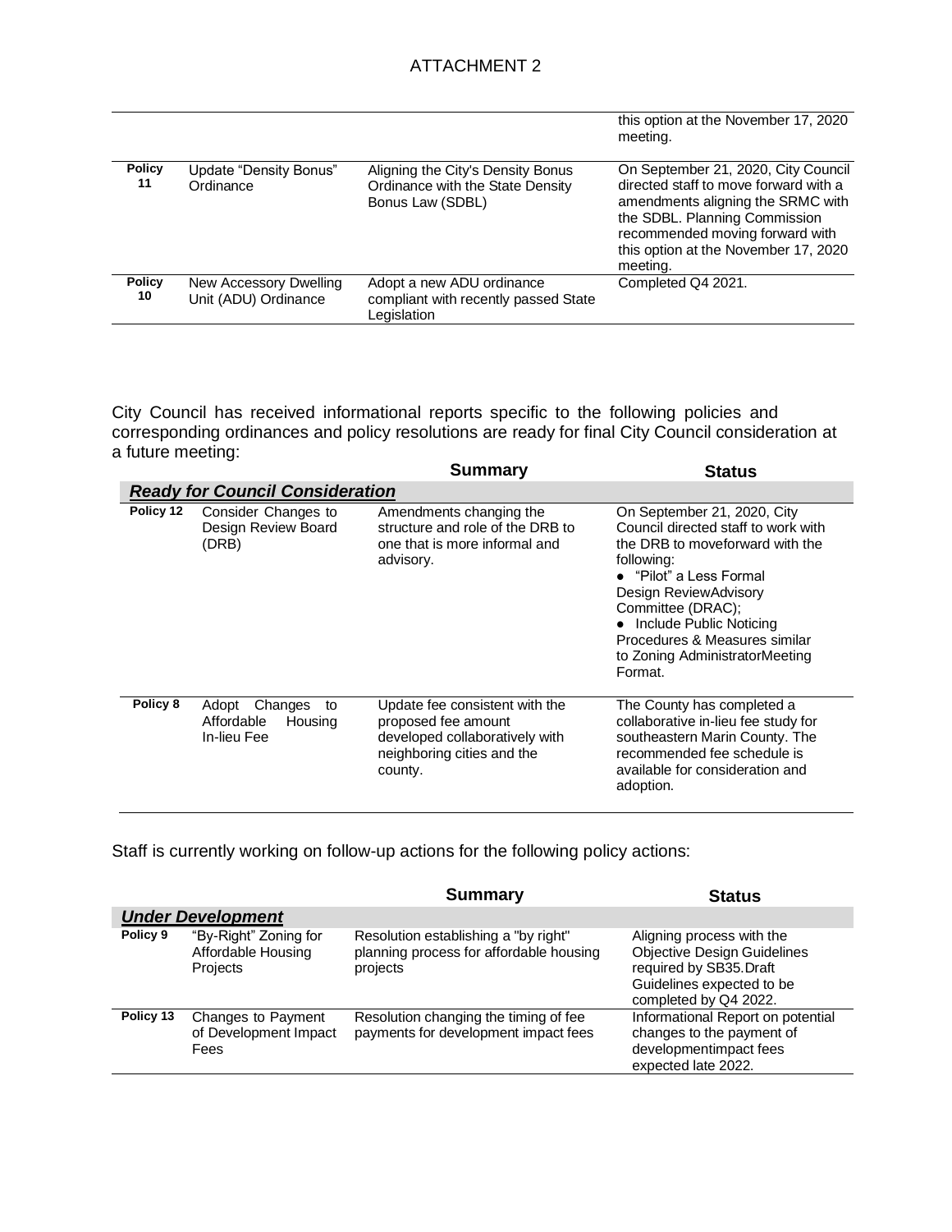ATTACHMENT 2

| | | | |
|---|---|---|---|
| | | | this option at the November 17, 2020 meeting. |
| **Policy 11** | Update "Density Bonus" Ordinance | Aligning the City's Density Bonus Ordinance with the State Density Bonus Law (SDBL) | On September 21, 2020, City Council directed staff to move forward with a amendments aligning the SRMC with the SDBL. Planning Commission recommended moving forward with this option at the November 17, 2020 meeting. |
| **Policy 10** | New Accessory Dwelling Unit (ADU) Ordinance | Adopt a new ADU ordinance compliant with recently passed State Legislation | Completed Q4 2021. |

City Council has received informational reports specific to the following policies and corresponding ordinances and policy resolutions are ready for final City Council consideration at a future meeting:

| | | Summary | Status |
|---|---|---|---|
| ***Ready for Council Consideration*** | | | |
| **Policy 12** | Consider Changes to Design Review Board (DRB) | Amendments changing the structure and role of the DRB to one that is more informal and advisory. | On September 21, 2020, City Council directed staff to work with the DRB to moveforward with the following: <br>● "Pilot" a Less Formal Design ReviewAdvisory Committee (DRAC); <br>● Include Public Noticing Procedures & Measures similar to Zoning AdministratorMeeting Format. |
| **Policy 8** | Adopt Changes to Affordable Housing In-lieu Fee | Update fee consistent with the proposed fee amount developed collaboratively with neighboring cities and the county. | The County has completed a collaborative in-lieu fee study for southeastern Marin County. The recommended fee schedule is available for consideration and adoption. |

Staff is currently working on follow-up actions for the following policy actions:

| | | Summary | Status |
|---|---|---|---|
| ***Under Development*** | | | |
| **Policy 9** | "By-Right" Zoning for Affordable Housing Projects | Resolution establishing a "by right" planning process for affordable housing projects | Aligning process with the Objective Design Guidelines required by SB35.Draft Guidelines expected to be completed by Q4 2022. |
| **Policy 13** | Changes to Payment of Development Impact Fees | Resolution changing the timing of fee payments for development impact fees | Informational Report on potential changes to the payment of developmentimpact fees expected late 2022. |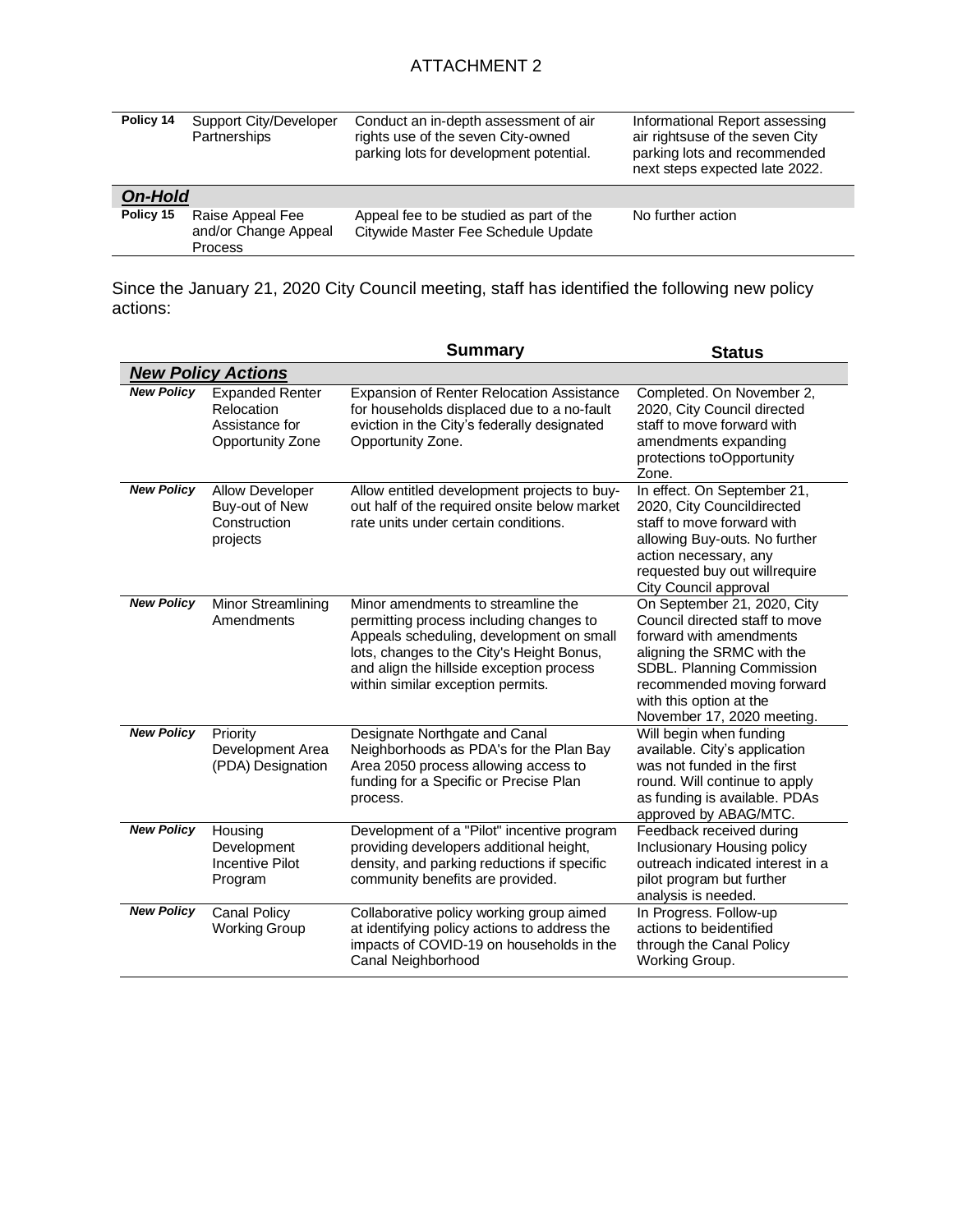ATTACHMENT 2

| | | | |
|---|---|---|---|
| **Policy 14** | Support City/Developer Partnerships | Conduct an in-depth assessment of air rights use of the seven City-owned parking lots for development potential. | Informational Report assessing air rightsuse of the seven City parking lots and recommended next steps expected late 2022. |
| ***On-Hold*** | | | |
| **Policy 15** | Raise Appeal Fee and/or Change Appeal Process | Appeal fee to be studied as part of the Citywide Master Fee Schedule Update | No further action |

Since the January 21, 2020 City Council meeting, staff has identified the following new policy actions:

| | | **Summary** | **Status** |
|---|---|---|---|
| ***New Policy Actions*** | | | |
| ***New Policy*** | Expanded Renter Relocation Assistance for Opportunity Zone | Expansion of Renter Relocation Assistance for households displaced due to a no-fault eviction in the City's federally designated Opportunity Zone. | Completed. On November 2, 2020, City Council directed staff to move forward with amendments expanding protections toOpportunity Zone. |
| ***New Policy*** | Allow Developer Buy-out of New Construction projects | Allow entitled development projects to buy-out half of the required onsite below market rate units under certain conditions. | In effect. On September 21, 2020, City Councildirected staff to move forward with allowing Buy-outs. No further action necessary, any requested buy out willrequire City Council approval |
| ***New Policy*** | Minor Streamlining Amendments | Minor amendments to streamline the permitting process including changes to Appeals scheduling, development on small lots, changes to the City's Height Bonus, and align the hillside exception process within similar exception permits. | On September 21, 2020, City Council directed staff to move forward with amendments aligning the SRMC with the SDBL. Planning Commission recommended moving forward with this option at the November 17, 2020 meeting. |
| ***New Policy*** | Priority Development Area (PDA) Designation | Designate Northgate and Canal Neighborhoods as PDA's for the Plan Bay Area 2050 process allowing access to funding for a Specific or Precise Plan process. | Will begin when funding available. City's application was not funded in the first round. Will continue to apply as funding is available. PDAs approved by ABAG/MTC. |
| ***New Policy*** | Housing Development Incentive Pilot Program | Development of a "Pilot" incentive program providing developers additional height, density, and parking reductions if specific community benefits are provided. | Feedback received during Inclusionary Housing policy outreach indicated interest in a pilot program but further analysis is needed. |
| ***New Policy*** | Canal Policy Working Group | Collaborative policy working group aimed at identifying policy actions to address the impacts of COVID-19 on households in the Canal Neighborhood | In Progress. Follow-up actions to beidentified through the Canal Policy Working Group. |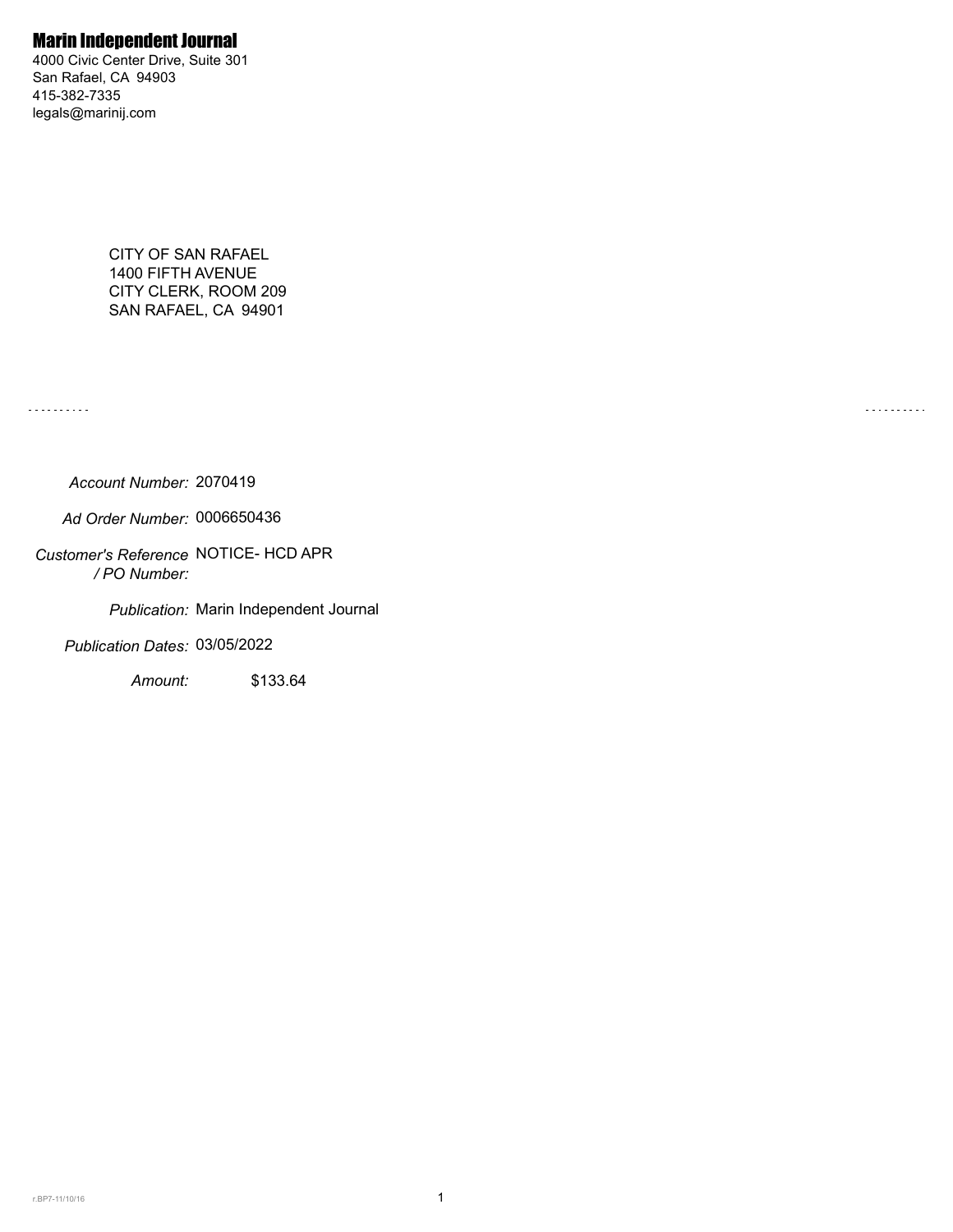# Marin Independent Journal

4000 Civic Center Drive, Suite 301
San Rafael, CA 94903
415-382-7335
legals@marinij.com

CITY OF SAN RAFAEL
1400 FIFTH AVENUE
CITY CLERK, ROOM 209
SAN RAFAEL, CA 94901

*Account Number:* 2070419

*Ad Order Number:* 0006650436

*Customer's Reference / PO Number:* NOTICE- HCD APR

*Publication:* Marin Independent Journal

*Publication Dates:* 03/05/2022

*Amount:* $133.64

r.BP7-11/10/16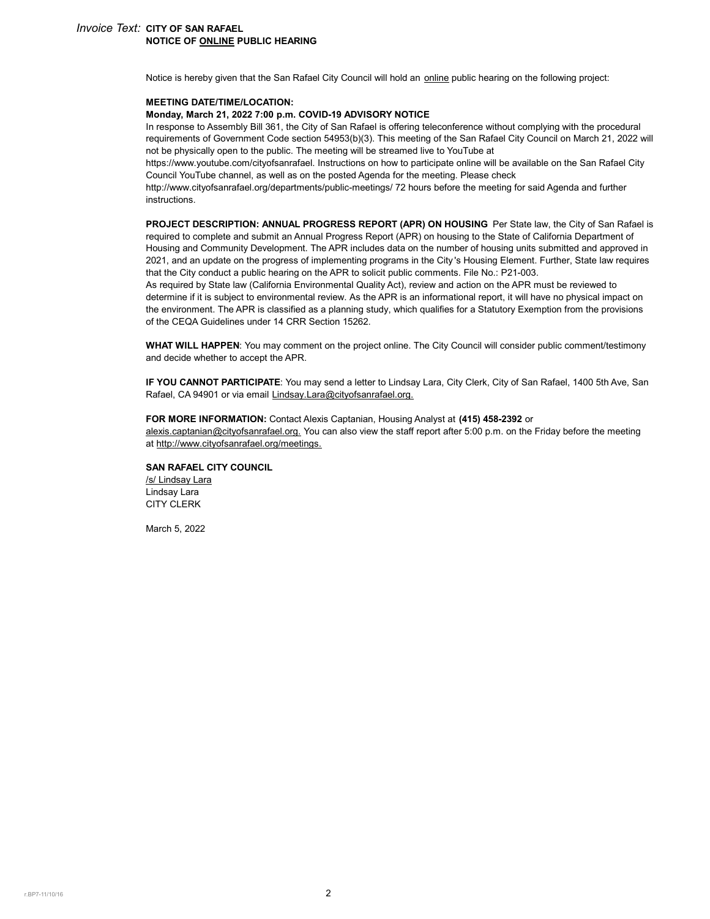*Invoice Text:* **CITY OF SAN RAFAEL**
**NOTICE OF ONLINE PUBLIC HEARING**

Notice is hereby given that the San Rafael City Council will hold an online public hearing on the following project:

**MEETING DATE/TIME/LOCATION:**
**Monday, March 21, 2022 7:00 p.m. COVID-19 ADVISORY NOTICE**
In response to Assembly Bill 361, the City of San Rafael is offering teleconference without complying with the procedural requirements of Government Code section 54953(b)(3). This meeting of the San Rafael City Council on March 21, 2022 will not be physically open to the public. The meeting will be streamed live to YouTube at https://www.youtube.com/cityofsanrafael. Instructions on how to participate online will be available on the San Rafael City Council YouTube channel, as well as on the posted Agenda for the meeting. Please check http://www.cityofsanrafael.org/departments/public-meetings/ 72 hours before the meeting for said Agenda and further instructions.

**PROJECT DESCRIPTION: ANNUAL PROGRESS REPORT (APR) ON HOUSING** Per State law, the City of San Rafael is required to complete and submit an Annual Progress Report (APR) on housing to the State of California Department of Housing and Community Development. The APR includes data on the number of housing units submitted and approved in 2021, and an update on the progress of implementing programs in the City's Housing Element. Further, State law requires that the City conduct a public hearing on the APR to solicit public comments. File No.: P21-003.
As required by State law (California Environmental Quality Act), review and action on the APR must be reviewed to determine if it is subject to environmental review. As the APR is an informational report, it will have no physical impact on the environment. The APR is classified as a planning study, which qualifies for a Statutory Exemption from the provisions of the CEQA Guidelines under 14 CRR Section 15262.

**WHAT WILL HAPPEN**: You may comment on the project online. The City Council will consider public comment/testimony and decide whether to accept the APR.

**IF YOU CANNOT PARTICIPATE**: You may send a letter to Lindsay Lara, City Clerk, City of San Rafael, 1400 5th Ave, San Rafael, CA 94901 or via email Lindsay.Lara@cityofsanrafael.org.

**FOR MORE INFORMATION:** Contact Alexis Captanian, Housing Analyst at **(415) 458-2392** or alexis.captanian@cityofsanrafael.org. You can also view the staff report after 5:00 p.m. on the Friday before the meeting at http://www.cityofsanrafael.org/meetings.

**SAN RAFAEL CITY COUNCIL**
/s/ Lindsay Lara
Lindsay Lara
CITY CLERK

March 5, 2022

r.BP7-11/10/16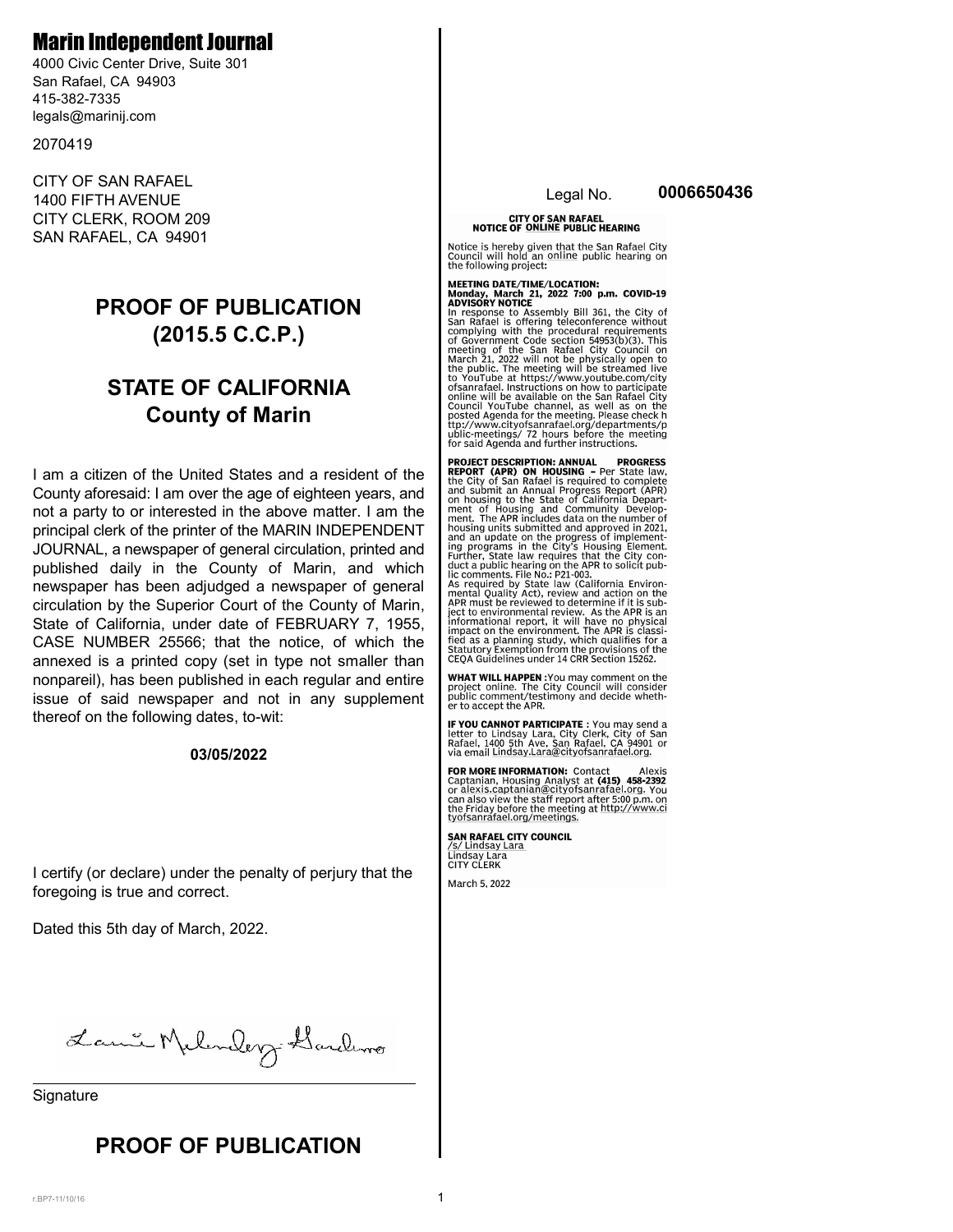# Marin Independent Journal

4000 Civic Center Drive, Suite 301
San Rafael, CA 94903
415-382-7335
legals@marinij.com

2070419

CITY OF SAN RAFAEL
1400 FIFTH AVENUE
CITY CLERK, ROOM 209
SAN RAFAEL, CA 94901

## PROOF OF PUBLICATION (2015.5 C.C.P.)

## STATE OF CALIFORNIA
## County of Marin

I am a citizen of the United States and a resident of the County aforesaid: I am over the age of eighteen years, and not a party to or interested in the above matter. I am the principal clerk of the printer of the MARIN INDEPENDENT JOURNAL, a newspaper of general circulation, printed and published daily in the County of Marin, and which newspaper has been adjudged a newspaper of general circulation by the Superior Court of the County of Marin, State of California, under date of FEBRUARY 7, 1955, CASE NUMBER 25566; that the notice, of which the annexed is a printed copy (set in type not smaller than nonpareil), has been published in each regular and entire issue of said newspaper and not in any supplement thereof on the following dates, to-wit:

**03/05/2022**

I certify (or declare) under the penalty of perjury that the foregoing is true and correct.

Dated this 5th day of March, 2022.

Signature

## PROOF OF PUBLICATION

Legal No. **0006650436**

**CITY OF SAN RAFAEL**
**NOTICE OF ONLINE PUBLIC HEARING**

Notice is hereby given that the San Rafael City Council will hold an online public hearing on the following project:

**MEETING DATE/TIME/LOCATION: Monday, March 21, 2022 7:00 p.m. COVID-19 ADVISORY NOTICE**
In response to Assembly Bill 361, the City of San Rafael is offering teleconference without complying with the procedural requirements of Government Code section 54953(b)(3). This meeting of the San Rafael City Council on March 21, 2022 will not be physically open to the public. The meeting will be streamed live to YouTube at https://www.youtube.com/cityofsanrafael. Instructions on how to participate online will be available on the San Rafael City Council YouTube channel, as well as on the posted Agenda for the meeting. Please check http://www.cityofsanrafael.org/departments/public-meetings/ 72 hours before the meeting for said Agenda and further instructions.

**PROJECT DESCRIPTION: ANNUAL PROGRESS REPORT (APR) ON HOUSING** – Per State law, the City of San Rafael is required to complete and submit an Annual Progress Report (APR) on housing to the State of California Department of Housing and Community Development. The APR includes data on the number of housing units submitted and approved in 2021, and an update on the progress of implementing programs in the City's Housing Element. Further, State law requires that the City conduct a public hearing on the APR to solicit public comments. File No.: P21-003.
As required by State law (California Environmental Quality Act), review and action on the APR must be reviewed to determine if it is subject to environmental review. As the APR is an informational report, it will have no physical impact on the environment. The APR is classified as a planning study, which qualifies for a Statutory Exemption from the provisions of the CEQA Guidelines under 14 CRR Section 15262.

**WHAT WILL HAPPEN :**You may comment on the project online. The City Council will consider public comment/testimony and decide whether to accept the APR.

**IF YOU CANNOT PARTICIPATE :** You may send a letter to Lindsay Lara, City Clerk, City of San Rafael, 1400 5th Ave, San Rafael, CA 94901 or via email Lindsay.Lara@cityofsanrafael.org.

**FOR MORE INFORMATION:** Contact Alexis Captanian, Housing Analyst at **(415) 458-2392** or alexis.captanian@cityofsanrafael.org. You can also view the staff report after 5:00 p.m. on the Friday before the meeting at http://www.cityofsanrafael.org/meetings.

**SAN RAFAEL CITY COUNCIL**
/s/ Lindsay Lara
Lindsay Lara
CITY CLERK

March 5, 2022